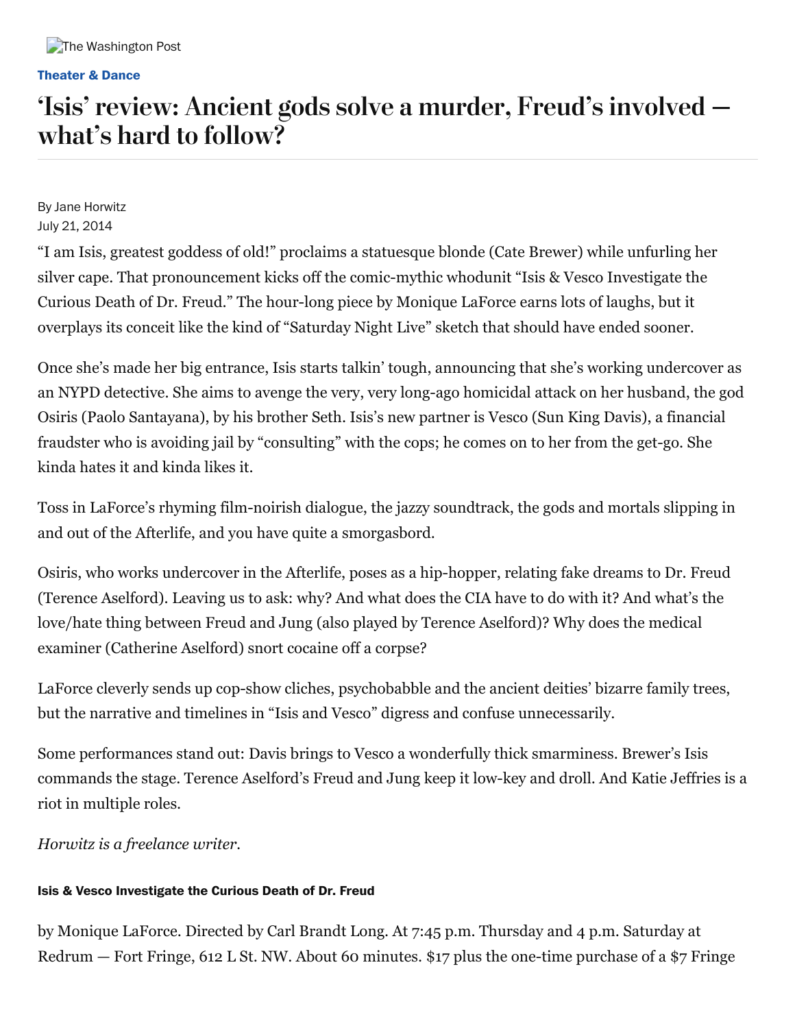Theater & Dance

# 'Isis' review: Ancient gods solve a murder, Freud's involved — what's hard to follow?

By Jane Horwitz
July 21, 2014

"I am Isis, greatest goddess of old!" proclaims a statuesque blonde (Cate Brewer) while unfurling her silver cape. That pronouncement kicks off the comic-mythic whodunit "Isis & Vesco Investigate the Curious Death of Dr. Freud." The hour-long piece by Monique LaForce earns lots of laughs, but it overplays its conceit like the kind of "Saturday Night Live" sketch that should have ended sooner.

Once she's made her big entrance, Isis starts talkin' tough, announcing that she's working undercover as an NYPD detective. She aims to avenge the very, very long-ago homicidal attack on her husband, the god Osiris (Paolo Santayana), by his brother Seth. Isis's new partner is Vesco (Sun King Davis), a financial fraudster who is avoiding jail by "consulting" with the cops; he comes on to her from the get-go. She kinda hates it and kinda likes it.

Toss in LaForce's rhyming film-noirish dialogue, the jazzy soundtrack, the gods and mortals slipping in and out of the Afterlife, and you have quite a smorgasbord.

Osiris, who works undercover in the Afterlife, poses as a hip-hopper, relating fake dreams to Dr. Freud (Terence Aselford). Leaving us to ask: why? And what does the CIA have to do with it? And what's the love/hate thing between Freud and Jung (also played by Terence Aselford)? Why does the medical examiner (Catherine Aselford) snort cocaine off a corpse?

LaForce cleverly sends up cop-show cliches, psychobabble and the ancient deities' bizarre family trees, but the narrative and timelines in "Isis and Vesco" digress and confuse unnecessarily.

Some performances stand out: Davis brings to Vesco a wonderfully thick smarminess. Brewer's Isis commands the stage. Terence Aselford's Freud and Jung keep it low-key and droll. And Katie Jeffries is a riot in multiple roles.

*Horwitz is a freelance writer.*

**Isis & Vesco Investigate the Curious Death of Dr. Freud**

by Monique LaForce. Directed by Carl Brandt Long. At 7:45 p.m. Thursday and 4 p.m. Saturday at Redrum — Fort Fringe, 612 L St. NW. About 60 minutes. $17 plus the one-time purchase of a $7 Fringe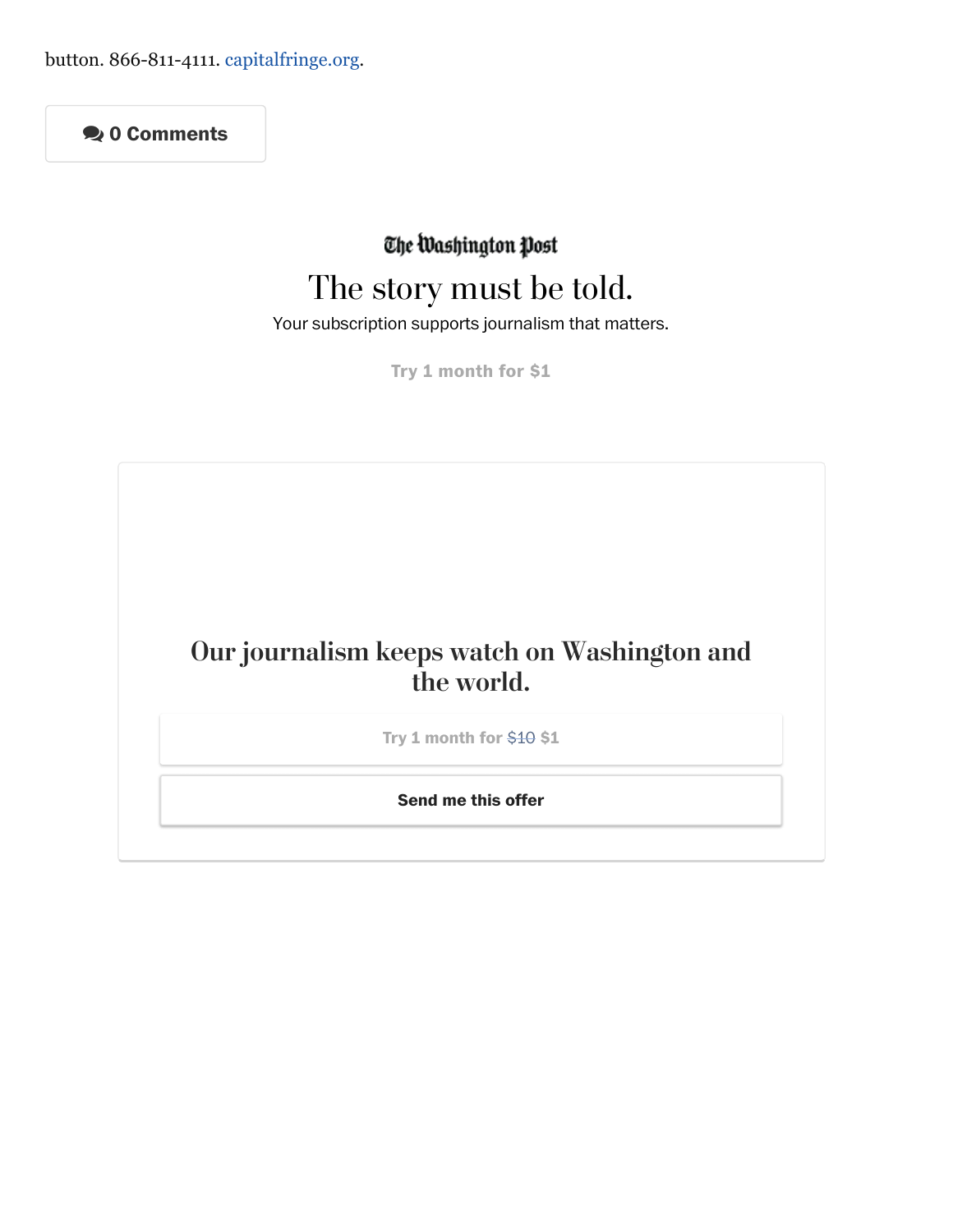button. 866-811-4111. capitalfringe.org.

0 Comments

The Washington Post

# The story must be told.

Your subscription supports journalism that matters.

Try 1 month for $1

## Our journalism keeps watch on Washington and the world.

Try 1 month for ~~$10~~ $1

Send me this offer